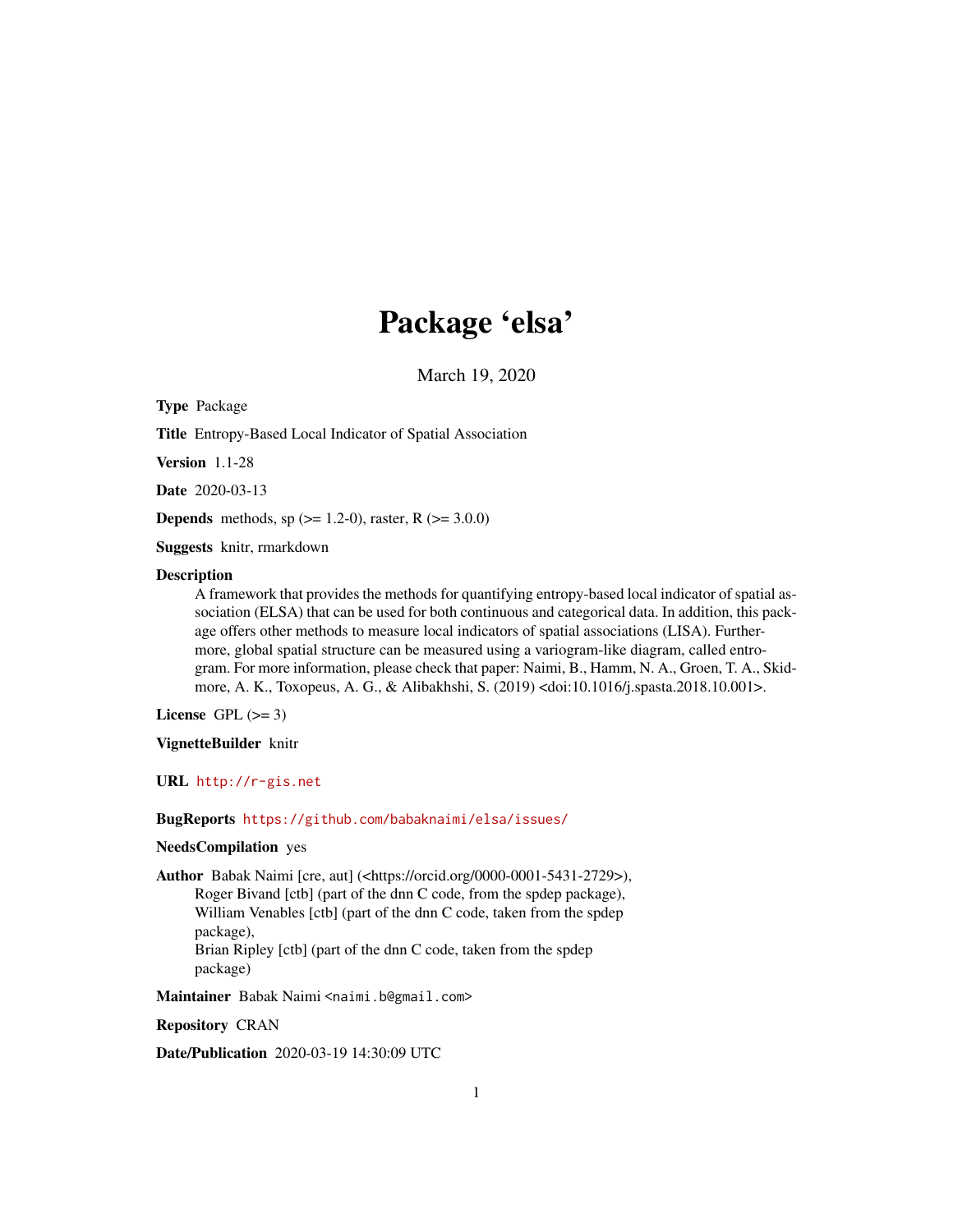# Package 'elsa'

March 19, 2020

**Type** Package

**Title** Entropy-Based Local Indicator of Spatial Association

**Version** 1.1-28

**Date** 2020-03-13

**Depends** methods, sp (>= 1.2-0), raster, R (>= 3.0.0)

**Suggests** knitr, rmarkdown

**Description** A framework that provides the methods for quantifying entropy-based local indicator of spatial association (ELSA) that can be used for both continuous and categorical data. In addition, this package offers other methods to measure local indicators of spatial associations (LISA). Furthermore, global spatial structure can be measured using a variogram-like diagram, called entrogram. For more information, please check that paper: Naimi, B., Hamm, N. A., Groen, T. A., Skidmore, A. K., Toxopeus, A. G., & Alibakhshi, S. (2019) <doi:10.1016/j.spasta.2018.10.001>.

**License** GPL (>= 3)

**VignetteBuilder** knitr

**URL** http://r-gis.net

**BugReports** https://github.com/babaknaimi/elsa/issues/

**NeedsCompilation** yes

**Author** Babak Naimi [cre, aut] (<https://orcid.org/0000-0001-5431-2729>), Roger Bivand [ctb] (part of the dnn C code, from the spdep package), William Venables [ctb] (part of the dnn C code, taken from the spdep package), Brian Ripley [ctb] (part of the dnn C code, taken from the spdep package)

**Maintainer** Babak Naimi <naimi.b@gmail.com>

**Repository** CRAN

**Date/Publication** 2020-03-19 14:30:09 UTC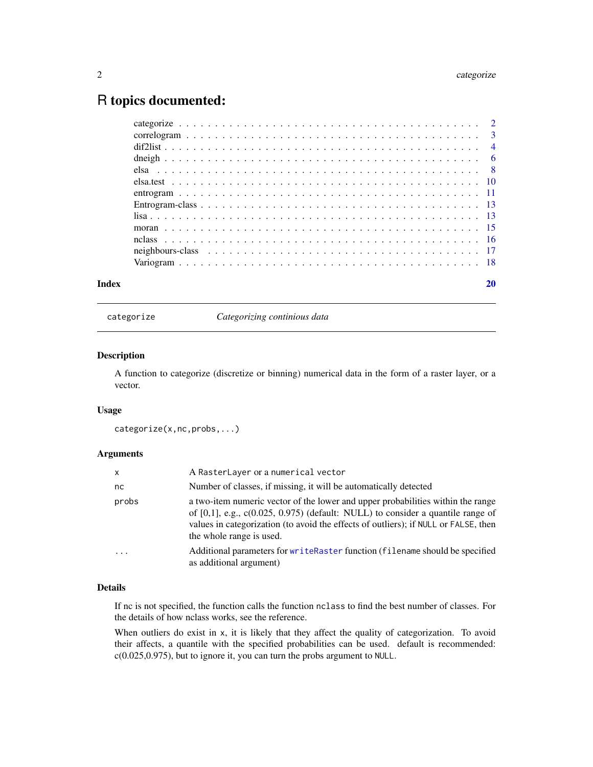# R topics documented:

| | |
|---|---|
| categorize | 2 |
| correlogram | 3 |
| dif2list | 4 |
| dneigh | 6 |
| elsa | 8 |
| elsa.test | 10 |
| entrogram | 11 |
| Entrogram-class | 13 |
| lisa | 13 |
| moran | 15 |
| nclass | 16 |
| neighbours-class | 17 |
| Variogram | 18 |
| **Index** | **20** |

---

categorize &nbsp;&nbsp;&nbsp;&nbsp;&nbsp;&nbsp; *Categorizing continious data*

---

### Description

A function to categorize (discretize or binning) numerical data in the form of a raster layer, or a vector.

### Usage

```
categorize(x,nc,probs,...)
```

### Arguments

| | |
|---|---|
| `x` | A `RasterLayer` or a `numerical vector` |
| `nc` | Number of classes, if missing, it will be automatically detected |
| `probs` | a two-item numeric vector of the lower and upper probabilities within the range of [0,1], e.g., c(0.025, 0.975) (default: NULL) to consider a quantile range of values in categorization (to avoid the effects of outliers); if `NULL` or `FALSE`, then the whole range is used. |
| `...` | Additional parameters for `writeRaster` function (`filename` should be specified as additional argument) |

### Details

If nc is not specified, the function calls the function `nclass` to find the best number of classes. For the details of how nclass works, see the reference.

When outliers do exist in `x`, it is likely that they affect the quality of categorization. To avoid their affects, a quantile with the specified probabilities can be used. default is recommended: c(0.025,0.975), but to ignore it, you can turn the probs argument to `NULL`.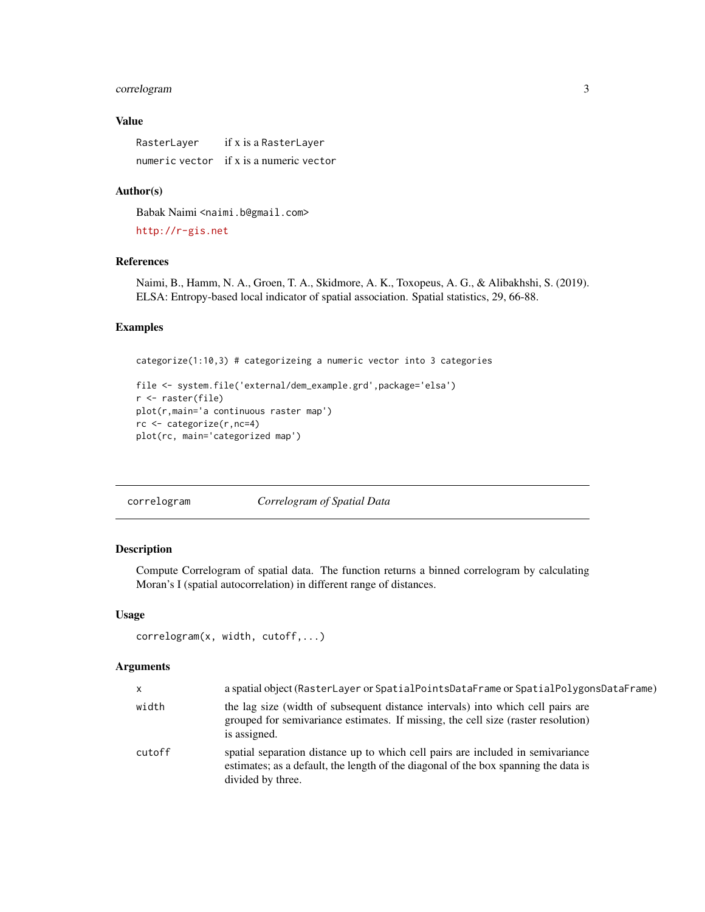### Value

| | |
|---|---|
| `RasterLayer` | if x is a `RasterLayer` |
| `numeric vector` | if x is a numeric `vector` |

### Author(s)

Babak Naimi <naimi.b@gmail.com>

http://r-gis.net

### References

Naimi, B., Hamm, N. A., Groen, T. A., Skidmore, A. K., Toxopeus, A. G., & Alibakhshi, S. (2019). ELSA: Entropy-based local indicator of spatial association. Spatial statistics, 29, 66-88.

### Examples

```
categorize(1:10,3) # categorizeing a numeric vector into 3 categories

file <- system.file('external/dem_example.grd',package='elsa')
r <- raster(file)
plot(r,main='a continuous raster map')
rc <- categorize(r,nc=4)
plot(rc, main='categorized map')
```

---

## correlogram — *Correlogram of Spatial Data*

---

### Description

Compute Correlogram of spatial data. The function returns a binned correlogram by calculating Moran's I (spatial autocorrelation) in different range of distances.

### Usage

```
correlogram(x, width, cutoff,...)
```

### Arguments

| | |
|---|---|
| `x` | a spatial object (`RasterLayer` or `SpatialPointsDataFrame` or `SpatialPolygonsDataFrame`) |
| `width` | the lag size (width of subsequent distance intervals) into which cell pairs are grouped for semivariance estimates. If missing, the cell size (raster resolution) is assigned. |
| `cutoff` | spatial separation distance up to which cell pairs are included in semivariance estimates; as a default, the length of the diagonal of the box spanning the data is divided by three. |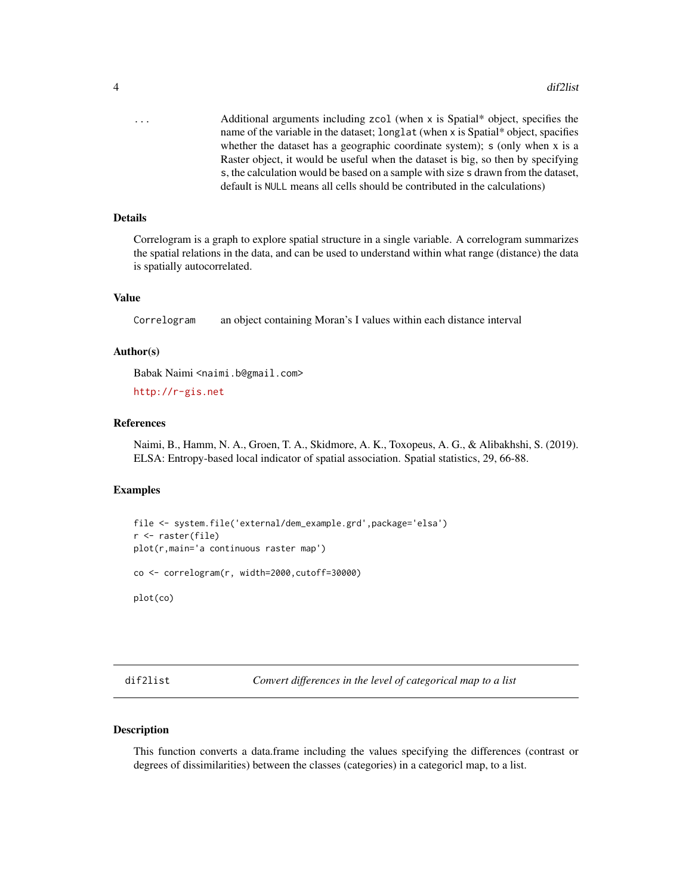... Additional arguments including `zcol` (when `x` is Spatial* object, specifies the name of the variable in the dataset; `longlat` (when `x` is Spatial* object, spacifies whether the dataset has a geographic coordinate system); `s` (only when `x` is a Raster object, it would be useful when the dataset is big, so then by specifying `s`, the calculation would be based on a sample with size `s` drawn from the dataset, default is `NULL` means all cells should be contributed in the calculations)

### Details

Correlogram is a graph to explore spatial structure in a single variable. A correlogram summarizes the spatial relations in the data, and can be used to understand within what range (distance) the data is spatially autocorrelated.

### Value

`Correlogram` an object containing Moran's I values within each distance interval

### Author(s)

Babak Naimi <naimi.b@gmail.com>

http://r-gis.net

### References

Naimi, B., Hamm, N. A., Groen, T. A., Skidmore, A. K., Toxopeus, A. G., & Alibakhshi, S. (2019). ELSA: Entropy-based local indicator of spatial association. Spatial statistics, 29, 66-88.

### Examples

```
file <- system.file('external/dem_example.grd',package='elsa')
r <- raster(file)
plot(r,main='a continuous raster map')

co <- correlogram(r, width=2000,cutoff=30000)

plot(co)
```

---

## dif2list *Convert differences in the level of categorical map to a list*

---

### Description

This function converts a data.frame including the values specifying the differences (contrast or degrees of dissimilarities) between the classes (categories) in a categoricl map, to a list.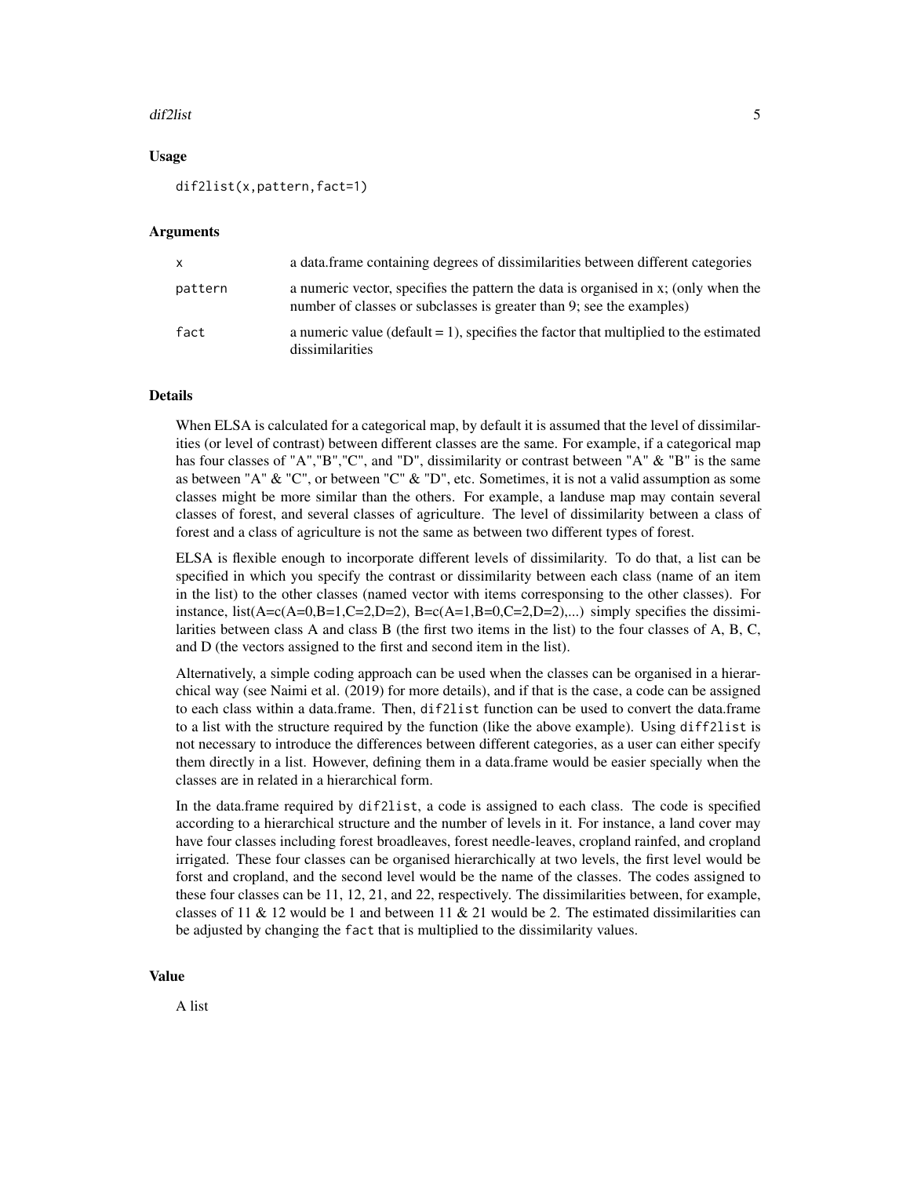## Usage

```
dif2list(x,pattern,fact=1)
```

## Arguments

| | |
|---|---|
| x | a data.frame containing degrees of dissimilarities between different categories |
| pattern | a numeric vector, specifies the pattern the data is organised in x; (only when the number of classes or subclasses is greater than 9; see the examples) |
| fact | a numeric value (default = 1), specifies the factor that multiplied to the estimated dissimilarities |

## Details

When ELSA is calculated for a categorical map, by default it is assumed that the level of dissimilarities (or level of contrast) between different classes are the same. For example, if a categorical map has four classes of "A","B","C", and "D", dissimilarity or contrast between "A" & "B" is the same as between "A" & "C", or between "C" & "D", etc. Sometimes, it is not a valid assumption as some classes might be more similar than the others. For example, a landuse map may contain several classes of forest, and several classes of agriculture. The level of dissimilarity between a class of forest and a class of agriculture is not the same as between two different types of forest.

ELSA is flexible enough to incorporate different levels of dissimilarity. To do that, a list can be specified in which you specify the contrast or dissimilarity between each class (name of an item in the list) to the other classes (named vector with items corresponsing to the other classes). For instance, list(A=c(A=0,B=1,C=2,D=2), B=c(A=1,B=0,C=2,D=2),...) simply specifies the dissimilarities between class A and class B (the first two items in the list) to the four classes of A, B, C, and D (the vectors assigned to the first and second item in the list).

Alternatively, a simple coding approach can be used when the classes can be organised in a hierarchical way (see Naimi et al. (2019) for more details), and if that is the case, a code can be assigned to each class within a data.frame. Then, `dif2list` function can be used to convert the data.frame to a list with the structure required by the function (like the above example). Using `diff2list` is not necessary to introduce the differences between different categories, as a user can either specify them directly in a list. However, defining them in a data.frame would be easier specially when the classes are in related in a hierarchical form.

In the data.frame required by `dif2list`, a code is assigned to each class. The code is specified according to a hierarchical structure and the number of levels in it. For instance, a land cover may have four classes including forest broadleaves, forest needle-leaves, cropland rainfed, and cropland irrigated. These four classes can be organised hierarchically at two levels, the first level would be forst and cropland, and the second level would be the name of the classes. The codes assigned to these four classes can be 11, 12, 21, and 22, respectively. The dissimilarities between, for example, classes of 11 & 12 would be 1 and between 11 & 21 would be 2. The estimated dissimilarities can be adjusted by changing the `fact` that is multiplied to the dissimilarity values.

## Value

A list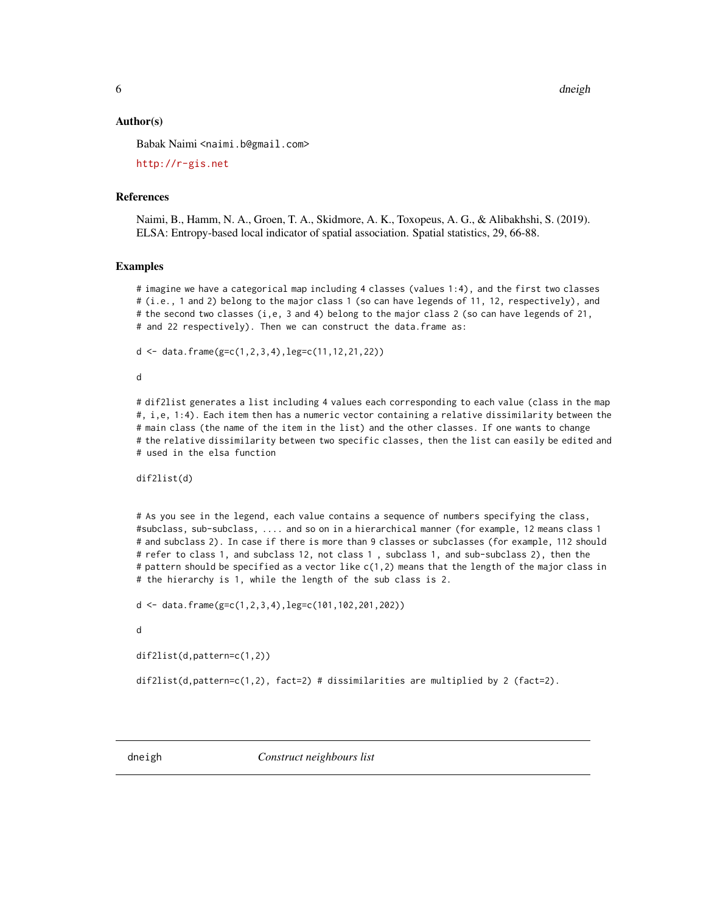### Author(s)

Babak Naimi <naimi.b@gmail.com>

http://r-gis.net

### References

Naimi, B., Hamm, N. A., Groen, T. A., Skidmore, A. K., Toxopeus, A. G., & Alibakhshi, S. (2019). ELSA: Entropy-based local indicator of spatial association. Spatial statistics, 29, 66-88.

### Examples

```
# imagine we have a categorical map including 4 classes (values 1:4), and the first two classes
# (i.e., 1 and 2) belong to the major class 1 (so can have legends of 11, 12, respectively), and
# the second two classes (i,e, 3 and 4) belong to the major class 2 (so can have legends of 21,
# and 22 respectively). Then we can construct the data.frame as:

d <- data.frame(g=c(1,2,3,4),leg=c(11,12,21,22))

d

# dif2list generates a list including 4 values each corresponding to each value (class in the map
#, i,e, 1:4). Each item then has a numeric vector containing a relative dissimilarity between the
# main class (the name of the item in the list) and the other classes. If one wants to change
# the relative dissimilarity between two specific classes, then the list can easily be edited and
# used in the elsa function

dif2list(d)


# As you see in the legend, each value contains a sequence of numbers specifying the class,
#subclass, sub-subclass, .... and so on in a hierarchical manner (for example, 12 means class 1
# and subclass 2). In case if there is more than 9 classes or subclasses (for example, 112 should
# refer to class 1, and subclass 12, not class 1 , subclass 1, and sub-subclass 2), then the
# pattern should be specified as a vector like c(1,2) means that the length of the major class in
# the hierarchy is 1, while the length of the sub class is 2.

d <- data.frame(g=c(1,2,3,4),leg=c(101,102,201,202))

d

dif2list(d,pattern=c(1,2))

dif2list(d,pattern=c(1,2), fact=2) # dissimilarities are multiplied by 2 (fact=2).
```

---

## dneigh — *Construct neighbours list*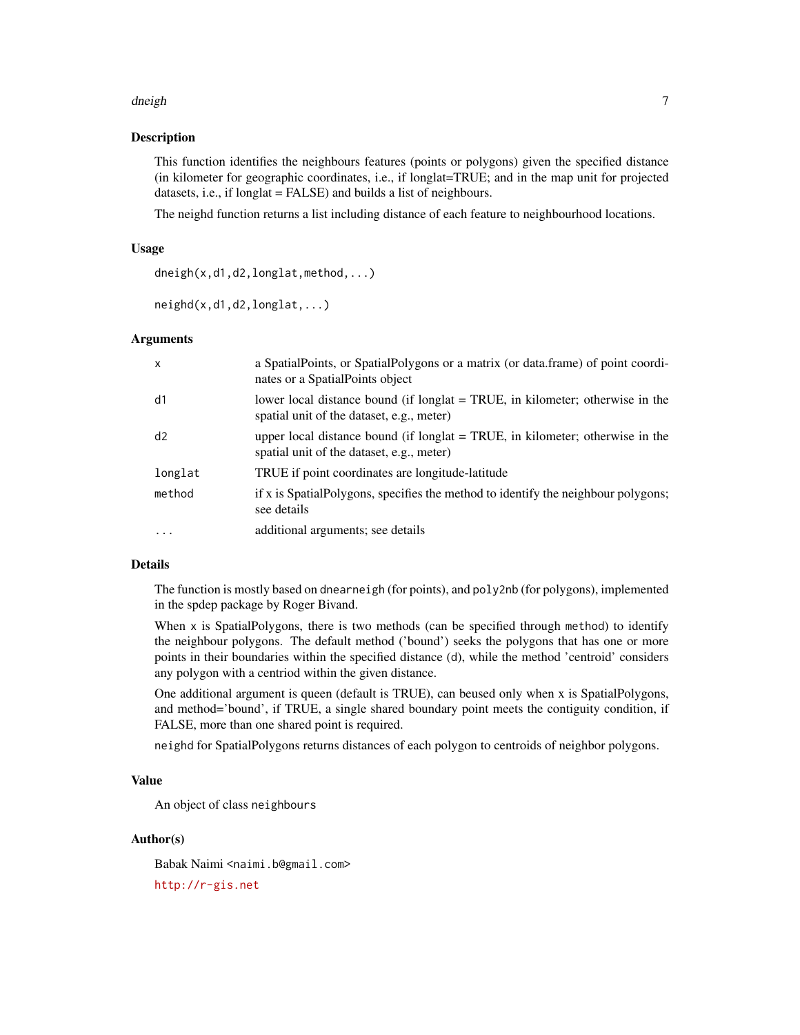## Description

This function identifies the neighbours features (points or polygons) given the specified distance (in kilometer for geographic coordinates, i.e., if longlat=TRUE; and in the map unit for projected datasets, i.e., if longlat = FALSE) and builds a list of neighbours.

The neighd function returns a list including distance of each feature to neighbourhood locations.

## Usage

```
dneigh(x,d1,d2,longlat,method,...)

neighd(x,d1,d2,longlat,...)
```

## Arguments

| | |
|---|---|
| `x` | a SpatialPoints, or SpatialPolygons or a matrix (or data.frame) of point coordinates or a SpatialPoints object |
| `d1` | lower local distance bound (if longlat = TRUE, in kilometer; otherwise in the spatial unit of the dataset, e.g., meter) |
| `d2` | upper local distance bound (if longlat = TRUE, in kilometer; otherwise in the spatial unit of the dataset, e.g., meter) |
| `longlat` | TRUE if point coordinates are longitude-latitude |
| `method` | if x is SpatialPolygons, specifies the method to identify the neighbour polygons; see details |
| `...` | additional arguments; see details |

## Details

The function is mostly based on `dnearneigh` (for points), and `poly2nb` (for polygons), implemented in the spdep package by Roger Bivand.

When `x` is SpatialPolygons, there is two methods (can be specified through `method`) to identify the neighbour polygons. The default method ('bound') seeks the polygons that has one or more points in their boundaries within the specified distance (`d`), while the method 'centroid' considers any polygon with a centriod within the given distance.

One additional argument is queen (default is TRUE), can beused only when x is SpatialPolygons, and method='bound', if TRUE, a single shared boundary point meets the contiguity condition, if FALSE, more than one shared point is required.

`neighd` for SpatialPolygons returns distances of each polygon to centroids of neighbor polygons.

## Value

An object of class `neighbours`

## Author(s)

Babak Naimi <`naimi.b@gmail.com`>

`http://r-gis.net`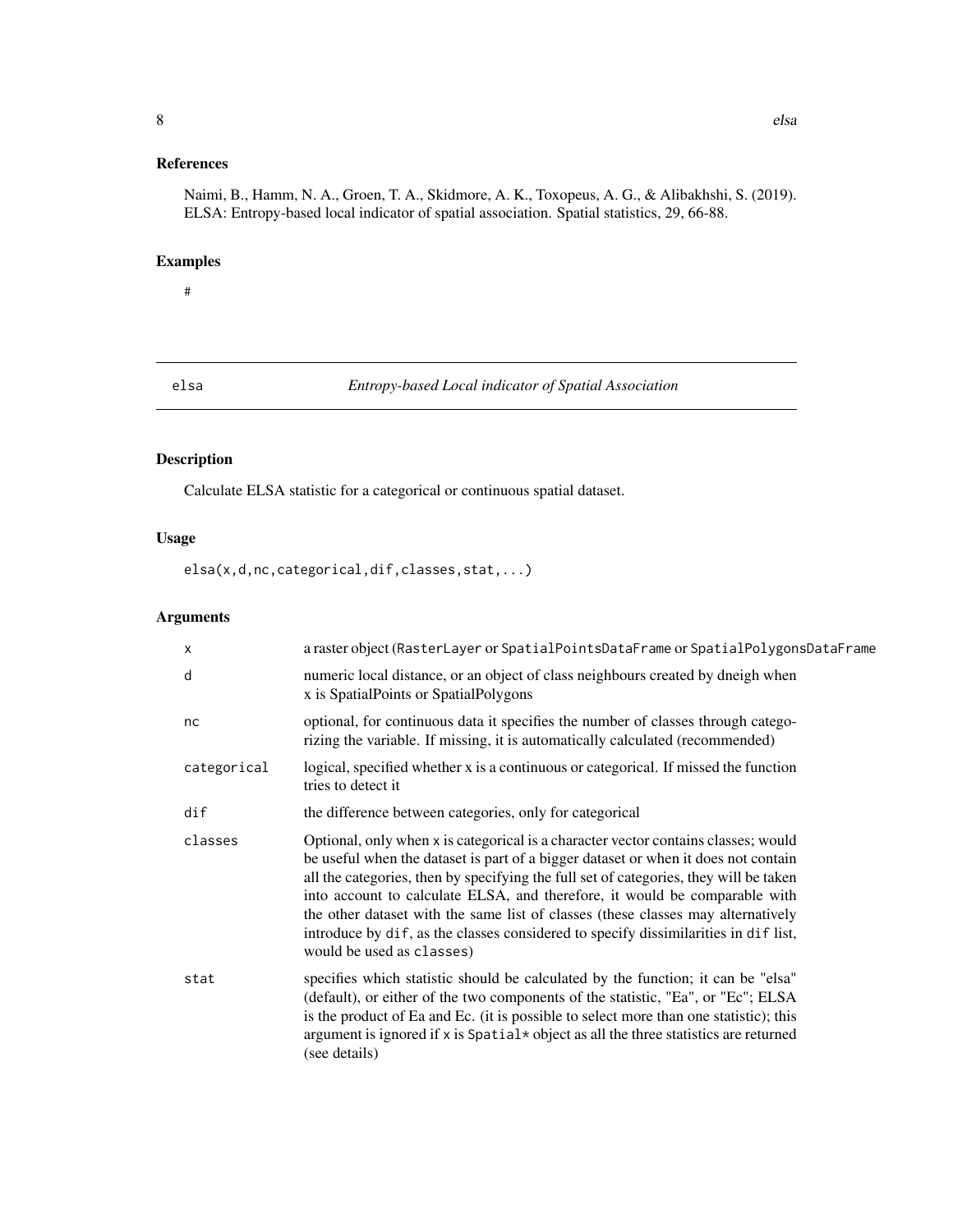## References

Naimi, B., Hamm, N. A., Groen, T. A., Skidmore, A. K., Toxopeus, A. G., & Alibakhshi, S. (2019). ELSA: Entropy-based local indicator of spatial association. Spatial statistics, 29, 66-88.

## Examples

```
#
```

---

# elsa — *Entropy-based Local indicator of Spatial Association*

## Description

Calculate ELSA statistic for a categorical or continuous spatial dataset.

## Usage

```
elsa(x,d,nc,categorical,dif,classes,stat,...)
```

## Arguments

| Argument | Description |
|---|---|
| `x` | a raster object (`RasterLayer` or `SpatialPointsDataFrame` or `SpatialPolygonsDataFrame` |
| `d` | numeric local distance, or an object of class neighbours created by dneigh when x is SpatialPoints or SpatialPolygons |
| `nc` | optional, for continuous data it specifies the number of classes through categorizing the variable. If missing, it is automatically calculated (recommended) |
| `categorical` | logical, specified whether x is a continuous or categorical. If missed the function tries to detect it |
| `dif` | the difference between categories, only for categorical |
| `classes` | Optional, only when `x` is categorical is a character vector contains classes; would be useful when the dataset is part of a bigger dataset or when it does not contain all the categories, then by specifying the full set of categories, they will be taken into account to calculate ELSA, and therefore, it would be comparable with the other dataset with the same list of classes (these classes may alternatively introduce by `dif`, as the classes considered to specify dissimilarities in `dif` list, would be used as `classes`) |
| `stat` | specifies which statistic should be calculated by the function; it can be "elsa" (default), or either of the two components of the statistic, "Ea", or "Ec"; ELSA is the product of Ea and Ec. (it is possible to select more than one statistic); this argument is ignored if `x` is `Spatial*` object as all the three statistics are returned (see details) |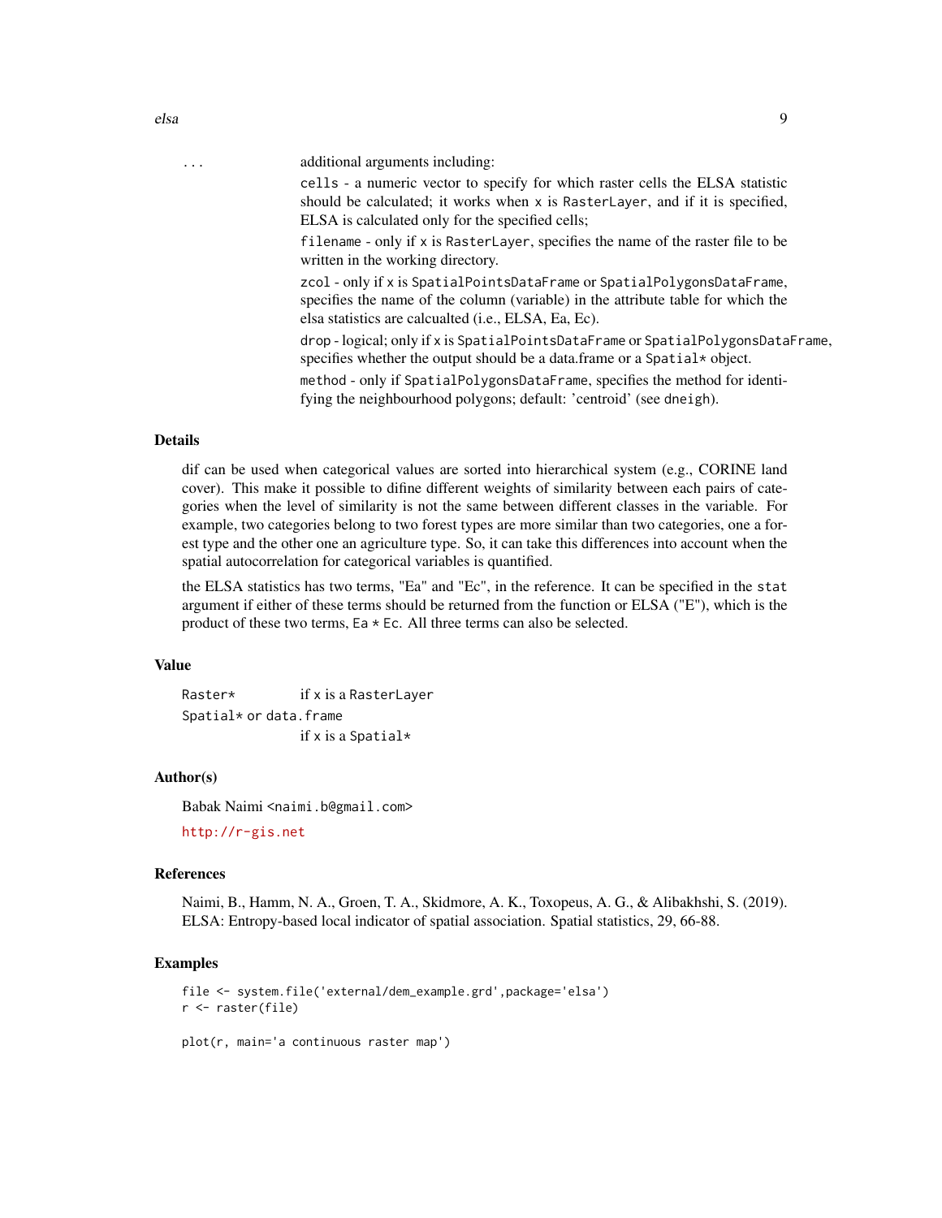... additional arguments including:

`cells` - a numeric vector to specify for which raster cells the ELSA statistic should be calculated; it works when `x` is `RasterLayer`, and if it is specified, ELSA is calculated only for the specified cells;

`filename` - only if `x` is `RasterLayer`, specifies the name of the raster file to be written in the working directory.

`zcol` - only if `x` is `SpatialPointsDataFrame` or `SpatialPolygonsDataFrame`, specifies the name of the column (variable) in the attribute table for which the elsa statistics are calcualted (i.e., ELSA, Ea, Ec).

`drop` - logical; only if `x` is `SpatialPointsDataFrame` or `SpatialPolygonsDataFrame`, specifies whether the output should be a data.frame or a `Spatial*` object.

`method` - only if `SpatialPolygonsDataFrame`, specifies the method for identifying the neighbourhood polygons; default: 'centroid' (see `dneigh`).

## Details

dif can be used when categorical values are sorted into hierarchical system (e.g., CORINE land cover). This make it possible to difine different weights of similarity between each pairs of categories when the level of similarity is not the same between different classes in the variable. For example, two categories belong to two forest types are more similar than two categories, one a forest type and the other one an agriculture type. So, it can take this differences into account when the spatial autocorrelation for categorical variables is quantified.

the ELSA statistics has two terms, "Ea" and "Ec", in the reference. It can be specified in the `stat` argument if either of these terms should be returned from the function or ELSA ("E"), which is the product of these two terms, `Ea * Ec`. All three terms can also be selected.

## Value

`Raster*` if `x` is a `RasterLayer`

`Spatial*` or `data.frame` if `x` is a `Spatial*`

## Author(s)

Babak Naimi <naimi.b@gmail.com>

http://r-gis.net

## References

Naimi, B., Hamm, N. A., Groen, T. A., Skidmore, A. K., Toxopeus, A. G., & Alibakhshi, S. (2019). ELSA: Entropy-based local indicator of spatial association. Spatial statistics, 29, 66-88.

## Examples

```
file <- system.file('external/dem_example.grd',package='elsa')
r <- raster(file)

plot(r, main='a continuous raster map')
```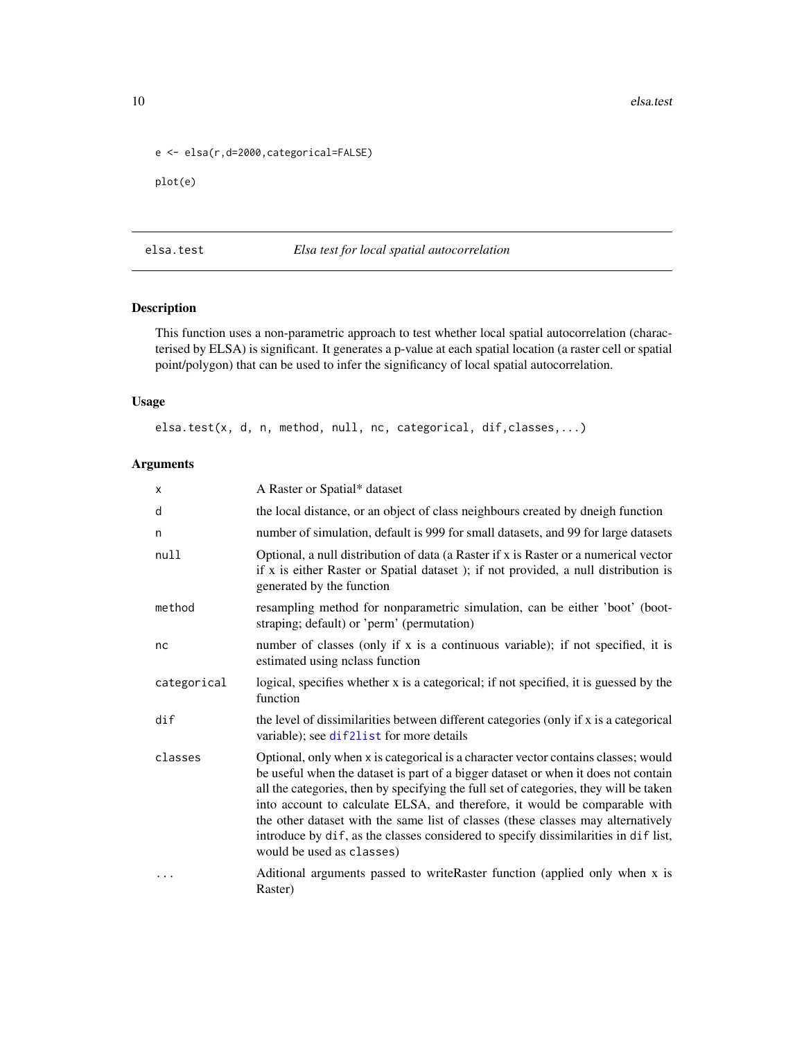```
e <- elsa(r,d=2000,categorical=FALSE)

plot(e)
```

## elsa.test — *Elsa test for local spatial autocorrelation*

### Description

This function uses a non-parametric approach to test whether local spatial autocorrelation (characterised by ELSA) is significant. It generates a p-value at each spatial location (a raster cell or spatial point/polygon) that can be used to infer the significancy of local spatial autocorrelation.

### Usage

```
elsa.test(x, d, n, method, null, nc, categorical, dif,classes,...)
```

### Arguments

| | |
|---|---|
| `x` | A Raster or Spatial* dataset |
| `d` | the local distance, or an object of class neighbours created by dneigh function |
| `n` | number of simulation, default is 999 for small datasets, and 99 for large datasets |
| `null` | Optional, a null distribution of data (a Raster if x is Raster or a numerical vector if x is either Raster or Spatial dataset ); if not provided, a null distribution is generated by the function |
| `method` | resampling method for nonparametric simulation, can be either 'boot' (bootstraping; default) or 'perm' (permutation) |
| `nc` | number of classes (only if x is a continuous variable); if not specified, it is estimated using nclass function |
| `categorical` | logical, specifies whether x is a categorical; if not specified, it is guessed by the function |
| `dif` | the level of dissimilarities between different categories (only if x is a categorical variable); see `dif2list` for more details |
| `classes` | Optional, only when `x` is categorical is a character vector contains classes; would be useful when the dataset is part of a bigger dataset or when it does not contain all the categories, then by specifying the full set of categories, they will be taken into account to calculate ELSA, and therefore, it would be comparable with the other dataset with the same list of classes (these classes may alternatively introduce by `dif`, as the classes considered to specify dissimilarities in `dif` list, would be used as `classes`) |
| `...` | Aditional arguments passed to writeRaster function (applied only when x is Raster) |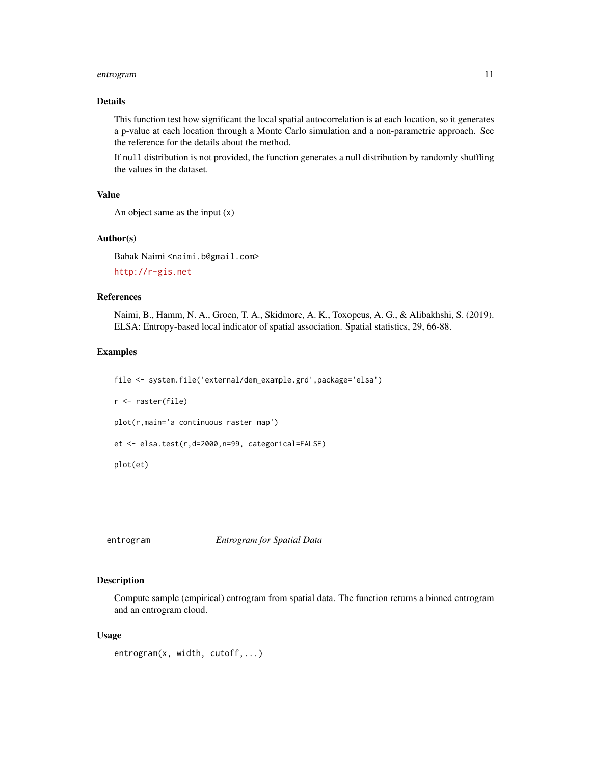### Details

This function test how significant the local spatial autocorrelation is at each location, so it generates a p-value at each location through a Monte Carlo simulation and a non-parametric approach. See the reference for the details about the method.

If `null` distribution is not provided, the function generates a null distribution by randomly shuffling the values in the dataset.

### Value

An object same as the input (x)

### Author(s)

Babak Naimi <naimi.b@gmail.com>

http://r-gis.net

### References

Naimi, B., Hamm, N. A., Groen, T. A., Skidmore, A. K., Toxopeus, A. G., & Alibakhshi, S. (2019). ELSA: Entropy-based local indicator of spatial association. Spatial statistics, 29, 66-88.

### Examples

```
file <- system.file('external/dem_example.grd',package='elsa')

r <- raster(file)

plot(r,main='a continuous raster map')

et <- elsa.test(r,d=2000,n=99, categorical=FALSE)

plot(et)
```

---

## entrogram — *Entrogram for Spatial Data*

### Description

Compute sample (empirical) entrogram from spatial data. The function returns a binned entrogram and an entrogram cloud.

### Usage

```
entrogram(x, width, cutoff,...)
```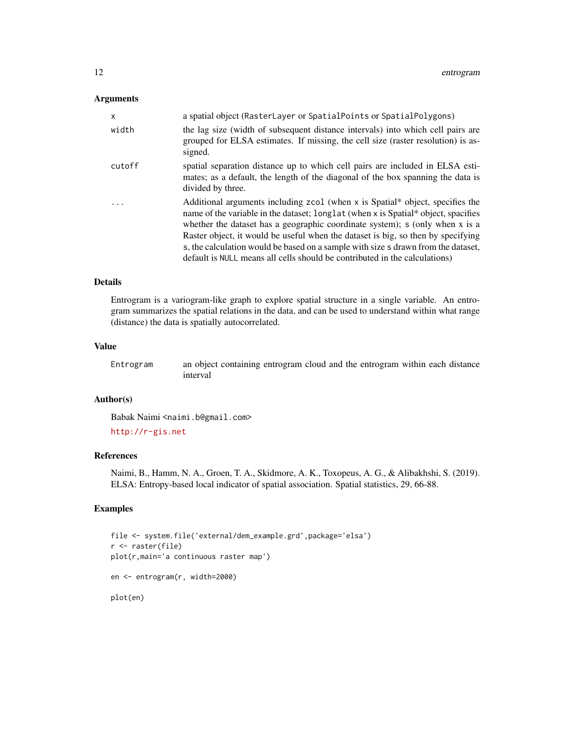### Arguments

| | |
|---|---|
| `x` | a spatial object (`RasterLayer` or `SpatialPoints` or `SpatialPolygons`) |
| `width` | the lag size (width of subsequent distance intervals) into which cell pairs are grouped for ELSA estimates. If missing, the cell size (raster resolution) is assigned. |
| `cutoff` | spatial separation distance up to which cell pairs are included in ELSA estimates; as a default, the length of the diagonal of the box spanning the data is divided by three. |
| `...` | Additional arguments including `zcol` (when `x` is Spatial* object, specifies the name of the variable in the dataset; `longlat` (when `x` is Spatial* object, spacifies whether the dataset has a geographic coordinate system); `s` (only when `x` is a Raster object, it would be useful when the dataset is big, so then by specifying `s`, the calculation would be based on a sample with size `s` drawn from the dataset, default is `NULL` means all cells should be contributed in the calculations) |

### Details

Entrogram is a variogram-like graph to explore spatial structure in a single variable. An entrogram summarizes the spatial relations in the data, and can be used to understand within what range (distance) the data is spatially autocorrelated.

### Value

| | |
|---|---|
| `Entrogram` | an object containing entrogram cloud and the entrogram within each distance interval |

### Author(s)

Babak Naimi <naimi.b@gmail.com>

http://r-gis.net

### References

Naimi, B., Hamm, N. A., Groen, T. A., Skidmore, A. K., Toxopeus, A. G., & Alibakhshi, S. (2019). ELSA: Entropy-based local indicator of spatial association. Spatial statistics, 29, 66-88.

### Examples

```
file <- system.file('external/dem_example.grd',package='elsa')
r <- raster(file)
plot(r,main='a continuous raster map')

en <- entrogram(r, width=2000)

plot(en)
```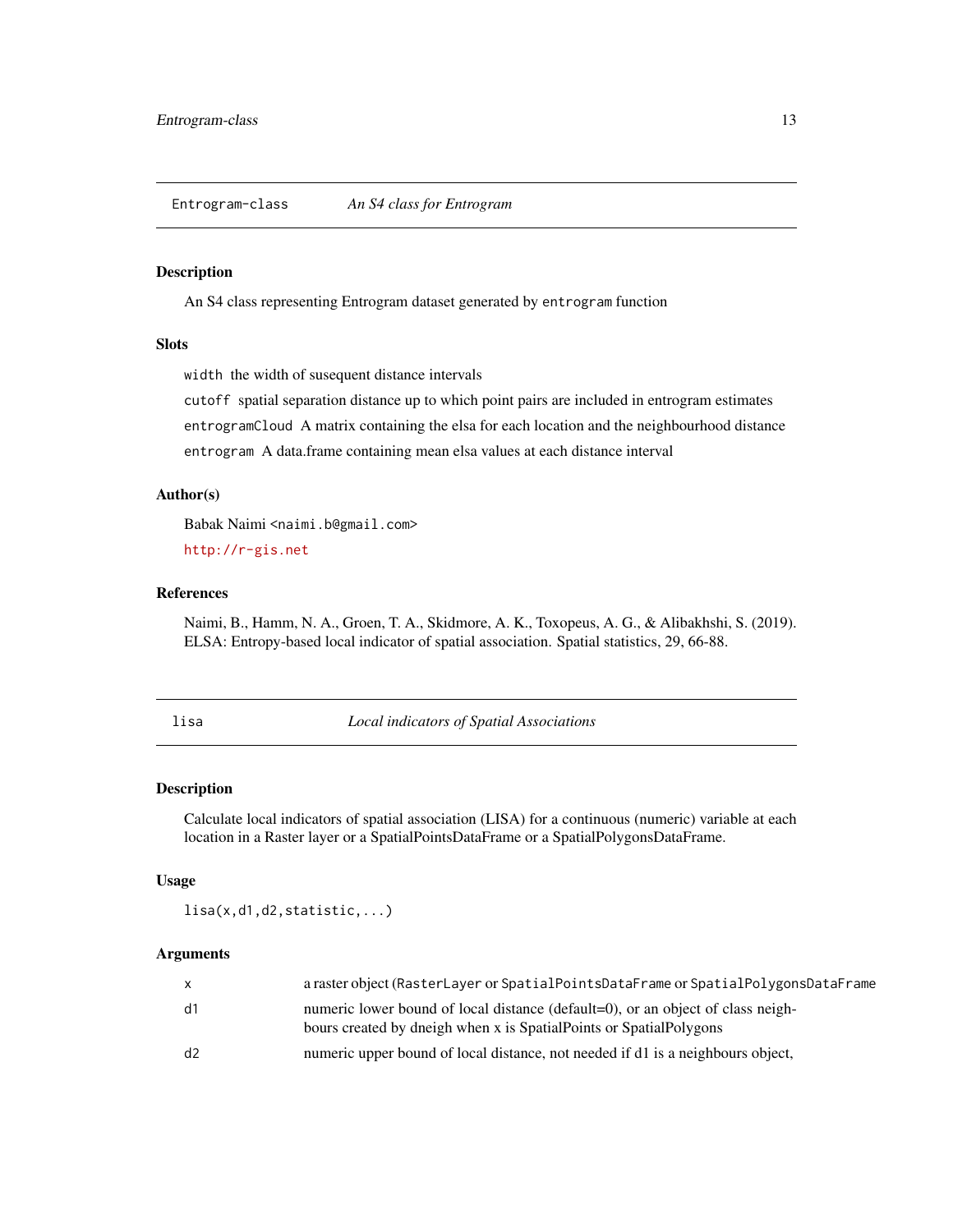## Entrogram-class — *An S4 class for Entrogram*

### Description

An S4 class representing Entrogram dataset generated by `entrogram` function

### Slots

`width` the width of susequent distance intervals

`cutoff` spatial separation distance up to which point pairs are included in entrogram estimates

`entrogramCloud` A matrix containing the elsa for each location and the neighbourhood distance

`entrogram` A data.frame containing mean elsa values at each distance interval

### Author(s)

Babak Naimi <naimi.b@gmail.com>

http://r-gis.net

### References

Naimi, B., Hamm, N. A., Groen, T. A., Skidmore, A. K., Toxopeus, A. G., & Alibakhshi, S. (2019). ELSA: Entropy-based local indicator of spatial association. Spatial statistics, 29, 66-88.

## lisa — *Local indicators of Spatial Associations*

### Description

Calculate local indicators of spatial association (LISA) for a continuous (numeric) variable at each location in a Raster layer or a SpatialPointsDataFrame or a SpatialPolygonsDataFrame.

### Usage

```
lisa(x,d1,d2,statistic,...)
```

### Arguments

| | |
|---|---|
| x | a raster object (`RasterLayer` or `SpatialPointsDataFrame` or `SpatialPolygonsDataFrame` |
| d1 | numeric lower bound of local distance (default=0), or an object of class neighbours created by dneigh when x is SpatialPoints or SpatialPolygons |
| d2 | numeric upper bound of local distance, not needed if d1 is a neighbours object, |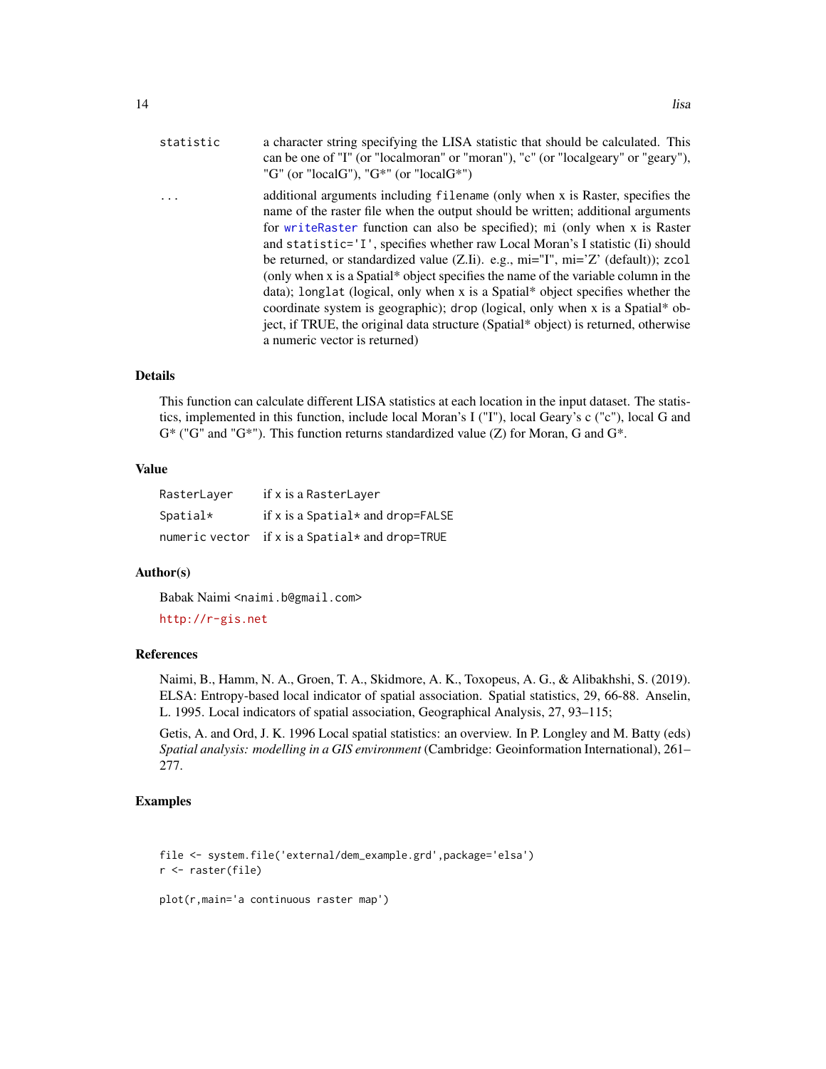| | |
|---|---|
| statistic | a character string specifying the LISA statistic that should be calculated. This can be one of "I" (or "localmoran" or "moran"), "c" (or "localgeary" or "geary"), "G" (or "localG"), "G*" (or "localG*") |
| ... | additional arguments including `filename` (only when x is Raster, specifies the name of the raster file when the output should be written; additional arguments for `writeRaster` function can also be specified); `mi` (only when x is Raster and `statistic='I'`, specifies whether raw Local Moran's I statistic (Ii) should be returned, or standardized value (Z.Ii). e.g., mi="I", mi='Z' (default)); `zcol` (only when x is a Spatial* object specifies the name of the variable column in the data); `longlat` (logical, only when x is a Spatial* object specifies whether the coordinate system is geographic); `drop` (logical, only when x is a Spatial* object, if TRUE, the original data structure (Spatial* object) is returned, otherwise a numeric vector is returned) |

## Details

This function can calculate different LISA statistics at each location in the input dataset. The statistics, implemented in this function, include local Moran's I ("I"), local Geary's c ("c"), local G and G* ("G" and "G*"). This function returns standardized value (Z) for Moran, G and G*.

## Value

| | |
|---|---|
| RasterLayer | if x is a `RasterLayer` |
| Spatial* | if x is a `Spatial*` and `drop=FALSE` |
| numeric vector | if x is a `Spatial*` and `drop=TRUE` |

## Author(s)

Babak Naimi <naimi.b@gmail.com>

http://r-gis.net

## References

Naimi, B., Hamm, N. A., Groen, T. A., Skidmore, A. K., Toxopeus, A. G., & Alibakhshi, S. (2019). ELSA: Entropy-based local indicator of spatial association. Spatial statistics, 29, 66-88. Anselin, L. 1995. Local indicators of spatial association, Geographical Analysis, 27, 93–115;

Getis, A. and Ord, J. K. 1996 Local spatial statistics: an overview. In P. Longley and M. Batty (eds) *Spatial analysis: modelling in a GIS environment* (Cambridge: Geoinformation International), 261–277.

## Examples

```
file <- system.file('external/dem_example.grd',package='elsa')
r <- raster(file)

plot(r,main='a continuous raster map')
```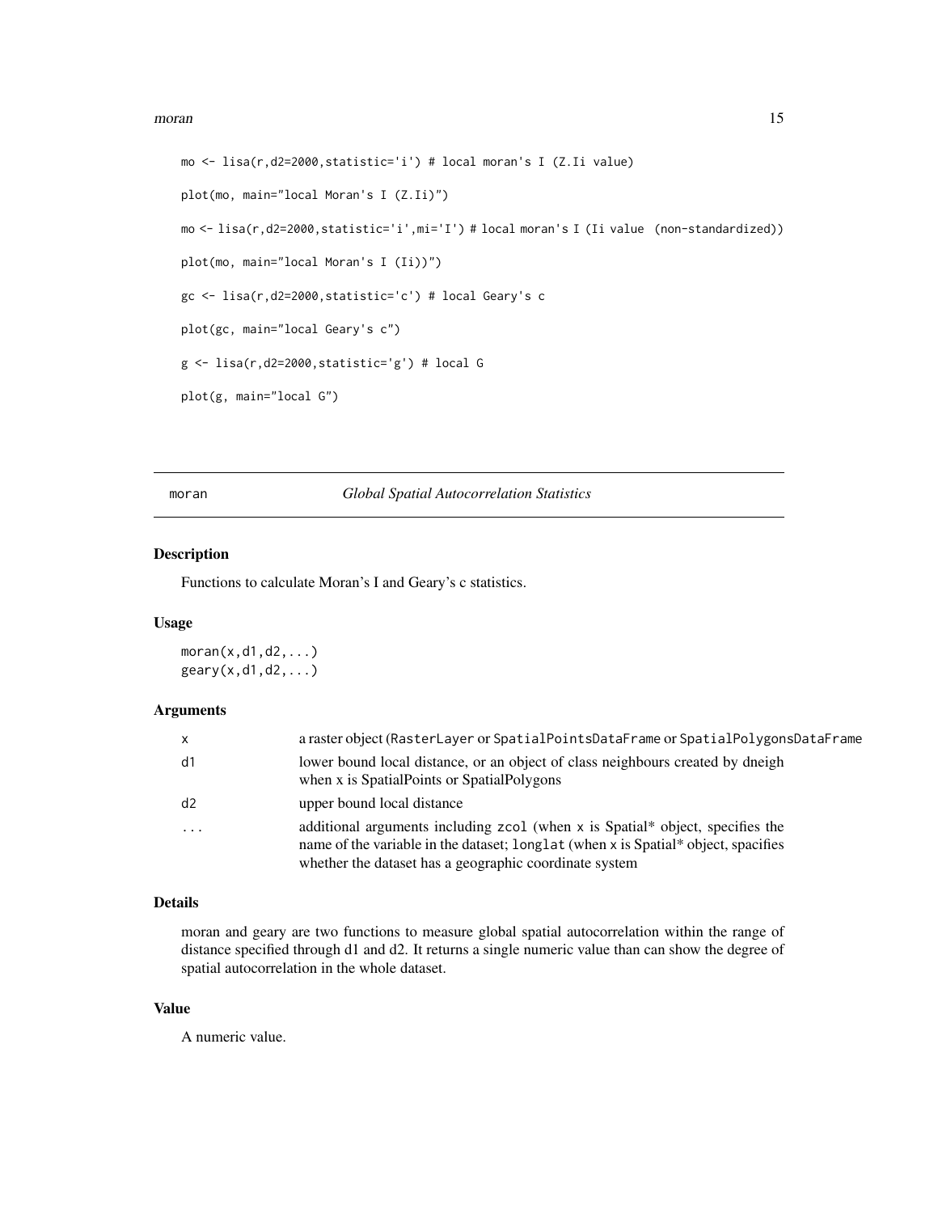```
mo <- lisa(r,d2=2000,statistic='i') # local moran's I (Z.Ii value)

plot(mo, main="local Moran's I (Z.Ii)")

mo <- lisa(r,d2=2000,statistic='i',mi='I') # local moran's I (Ii value  (non-standardized))

plot(mo, main="local Moran's I (Ii))")

gc <- lisa(r,d2=2000,statistic='c') # local Geary's c

plot(gc, main="local Geary's c")

g <- lisa(r,d2=2000,statistic='g') # local G

plot(g, main="local G")
```

---

## moran — *Global Spatial Autocorrelation Statistics*

### Description

Functions to calculate Moran's I and Geary's c statistics.

### Usage

```
moran(x,d1,d2,...)
geary(x,d1,d2,...)
```

### Arguments

| | |
|---|---|
| `x` | a raster object (`RasterLayer` or `SpatialPointsDataFrame` or `SpatialPolygonsDataFrame` |
| `d1` | lower bound local distance, or an object of class neighbours created by dneigh when x is SpatialPoints or SpatialPolygons |
| `d2` | upper bound local distance |
| `...` | additional arguments including `zcol` (when x is Spatial* object, specifies the name of the variable in the dataset; `longlat` (when x is Spatial* object, spacifies whether the dataset has a geographic coordinate system |

### Details

moran and geary are two functions to measure global spatial autocorrelation within the range of distance specified through d1 and d2. It returns a single numeric value than can show the degree of spatial autocorrelation in the whole dataset.

### Value

A numeric value.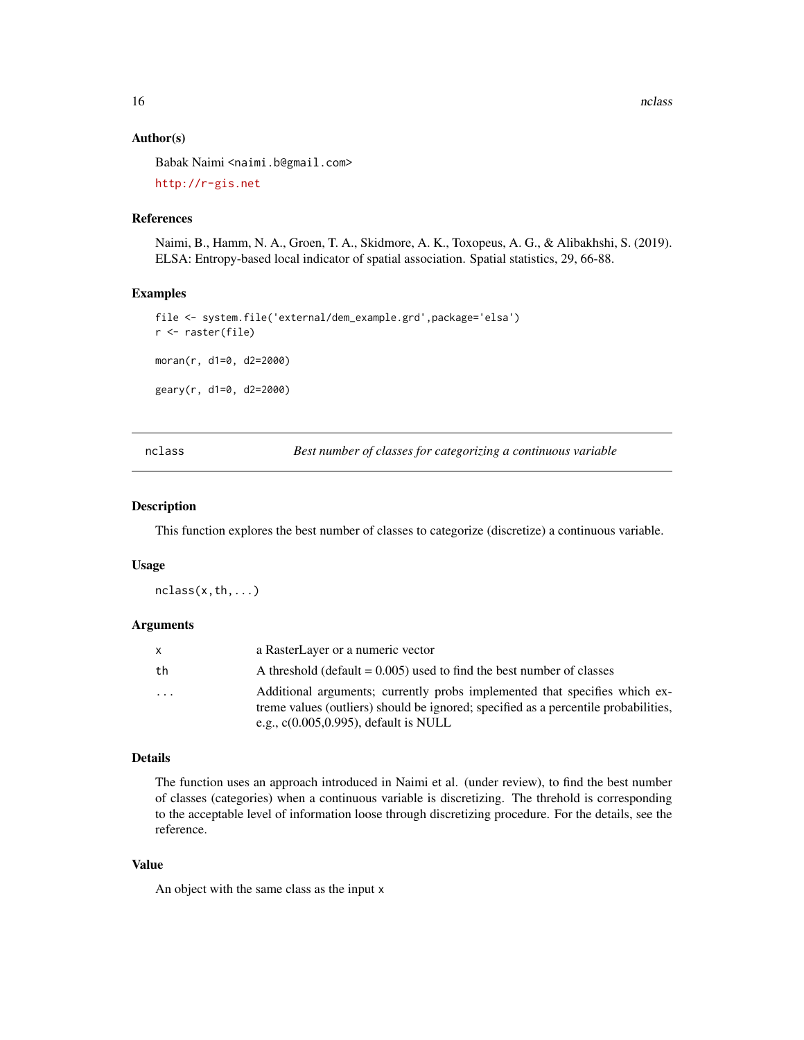### Author(s)

Babak Naimi <naimi.b@gmail.com>

http://r-gis.net

### References

Naimi, B., Hamm, N. A., Groen, T. A., Skidmore, A. K., Toxopeus, A. G., & Alibakhshi, S. (2019). ELSA: Entropy-based local indicator of spatial association. Spatial statistics, 29, 66-88.

### Examples

```
file <- system.file('external/dem_example.grd',package='elsa')
r <- raster(file)

moran(r, d1=0, d2=2000)

geary(r, d1=0, d2=2000)
```

---

## nclass — *Best number of classes for categorizing a continuous variable*

---

### Description

This function explores the best number of classes to categorize (discretize) a continuous variable.

### Usage

```
nclass(x,th,...)
```

### Arguments

| | |
|---|---|
| x | a RasterLayer or a numeric vector |
| th | A threshold (default = 0.005) used to find the best number of classes |
| ... | Additional arguments; currently probs implemented that specifies which extreme values (outliers) should be ignored; specified as a percentile probabilities, e.g., c(0.005,0.995), default is NULL |

### Details

The function uses an approach introduced in Naimi et al. (under review), to find the best number of classes (categories) when a continuous variable is discretizing. The threhold is corresponding to the acceptable level of information loose through discretizing procedure. For the details, see the reference.

### Value

An object with the same class as the input x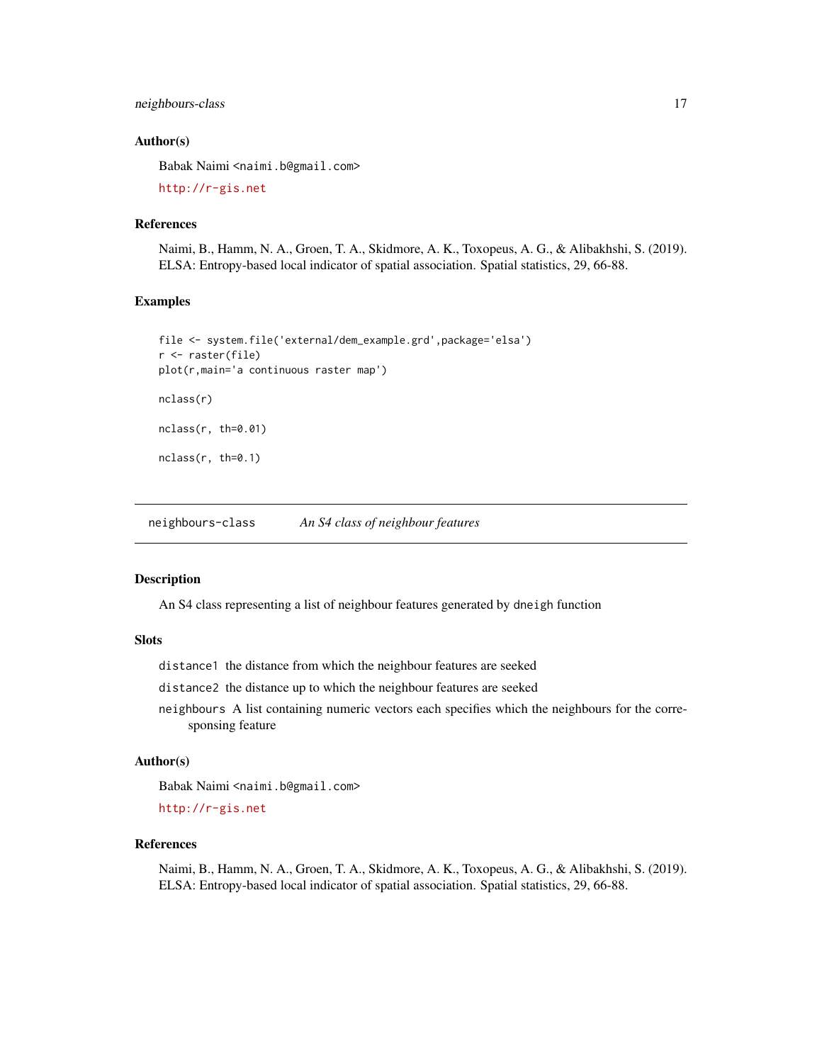### Author(s)

Babak Naimi <naimi.b@gmail.com>

http://r-gis.net

### References

Naimi, B., Hamm, N. A., Groen, T. A., Skidmore, A. K., Toxopeus, A. G., & Alibakhshi, S. (2019). ELSA: Entropy-based local indicator of spatial association. Spatial statistics, 29, 66-88.

### Examples

```
file <- system.file('external/dem_example.grd',package='elsa')
r <- raster(file)
plot(r,main='a continuous raster map')

nclass(r)

nclass(r, th=0.01)

nclass(r, th=0.1)
```

---

## neighbours-class    *An S4 class of neighbour features*

### Description

An S4 class representing a list of neighbour features generated by `dneigh` function

### Slots

`distance1` the distance from which the neighbour features are seeked

`distance2` the distance up to which the neighbour features are seeked

`neighbours` A list containing numeric vectors each specifies which the neighbours for the corresponsing feature

### Author(s)

Babak Naimi <naimi.b@gmail.com>

http://r-gis.net

### References

Naimi, B., Hamm, N. A., Groen, T. A., Skidmore, A. K., Toxopeus, A. G., & Alibakhshi, S. (2019). ELSA: Entropy-based local indicator of spatial association. Spatial statistics, 29, 66-88.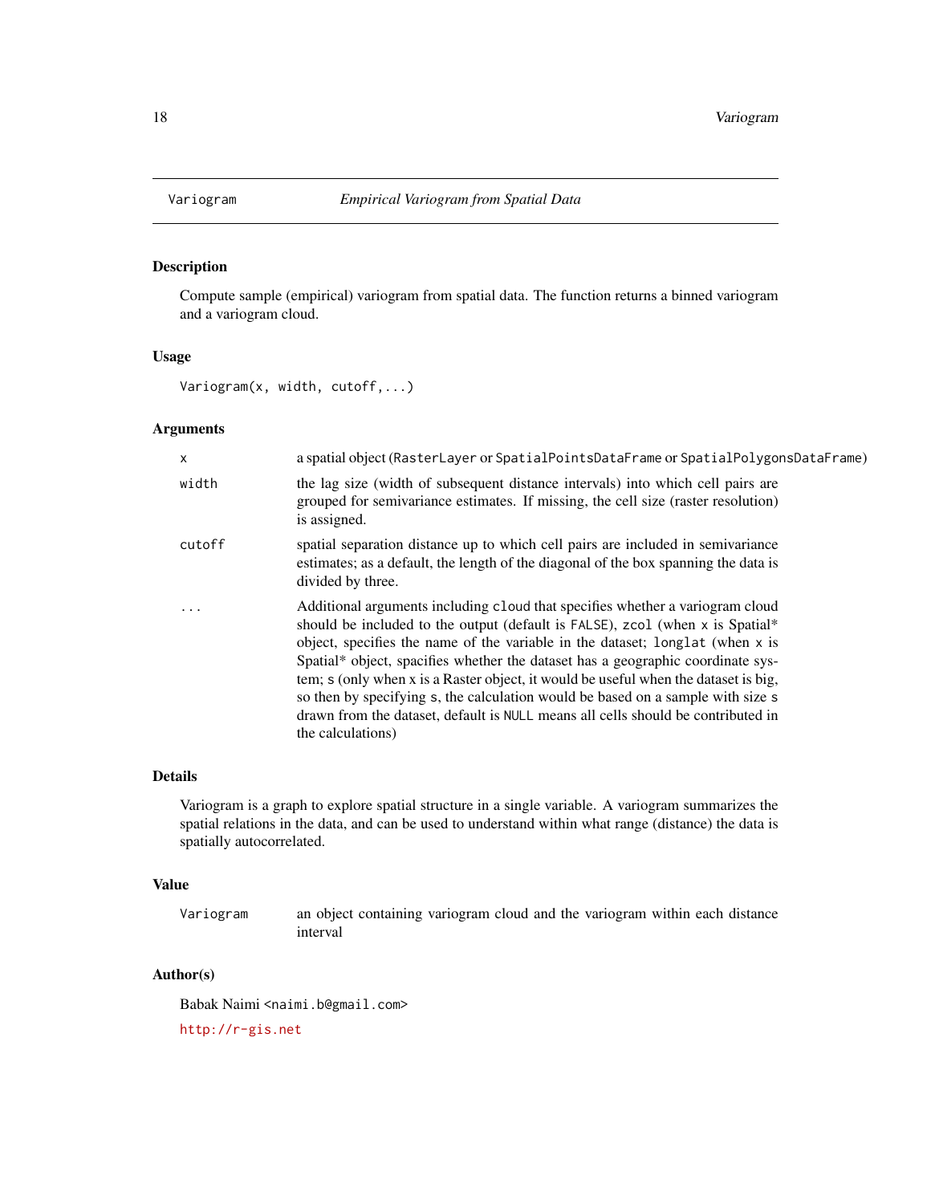# Variogram — *Empirical Variogram from Spatial Data*

## Description

Compute sample (empirical) variogram from spatial data. The function returns a binned variogram and a variogram cloud.

## Usage

```
Variogram(x, width, cutoff,...)
```

## Arguments

| | |
|---|---|
| `x` | a spatial object (`RasterLayer` or `SpatialPointsDataFrame` or `SpatialPolygonsDataFrame`) |
| `width` | the lag size (width of subsequent distance intervals) into which cell pairs are grouped for semivariance estimates. If missing, the cell size (raster resolution) is assigned. |
| `cutoff` | spatial separation distance up to which cell pairs are included in semivariance estimates; as a default, the length of the diagonal of the box spanning the data is divided by three. |
| `...` | Additional arguments including `cloud` that specifies whether a variogram cloud should be included to the output (default is `FALSE`), `zcol` (when `x` is Spatial* object, specifies the name of the variable in the dataset; `longlat` (when `x` is Spatial* object, specifies whether the dataset has a geographic coordinate system; `s` (only when x is a Raster object, it would be useful when the dataset is big, so then by specifying `s`, the calculation would be based on a sample with size `s` drawn from the dataset, default is `NULL` means all cells should be contributed in the calculations) |

## Details

Variogram is a graph to explore spatial structure in a single variable. A variogram summarizes the spatial relations in the data, and can be used to understand within what range (distance) the data is spatially autocorrelated.

## Value

| | |
|---|---|
| `Variogram` | an object containing variogram cloud and the variogram within each distance interval |

## Author(s)

Babak Naimi <`naimi.b@gmail.com`>

http://r-gis.net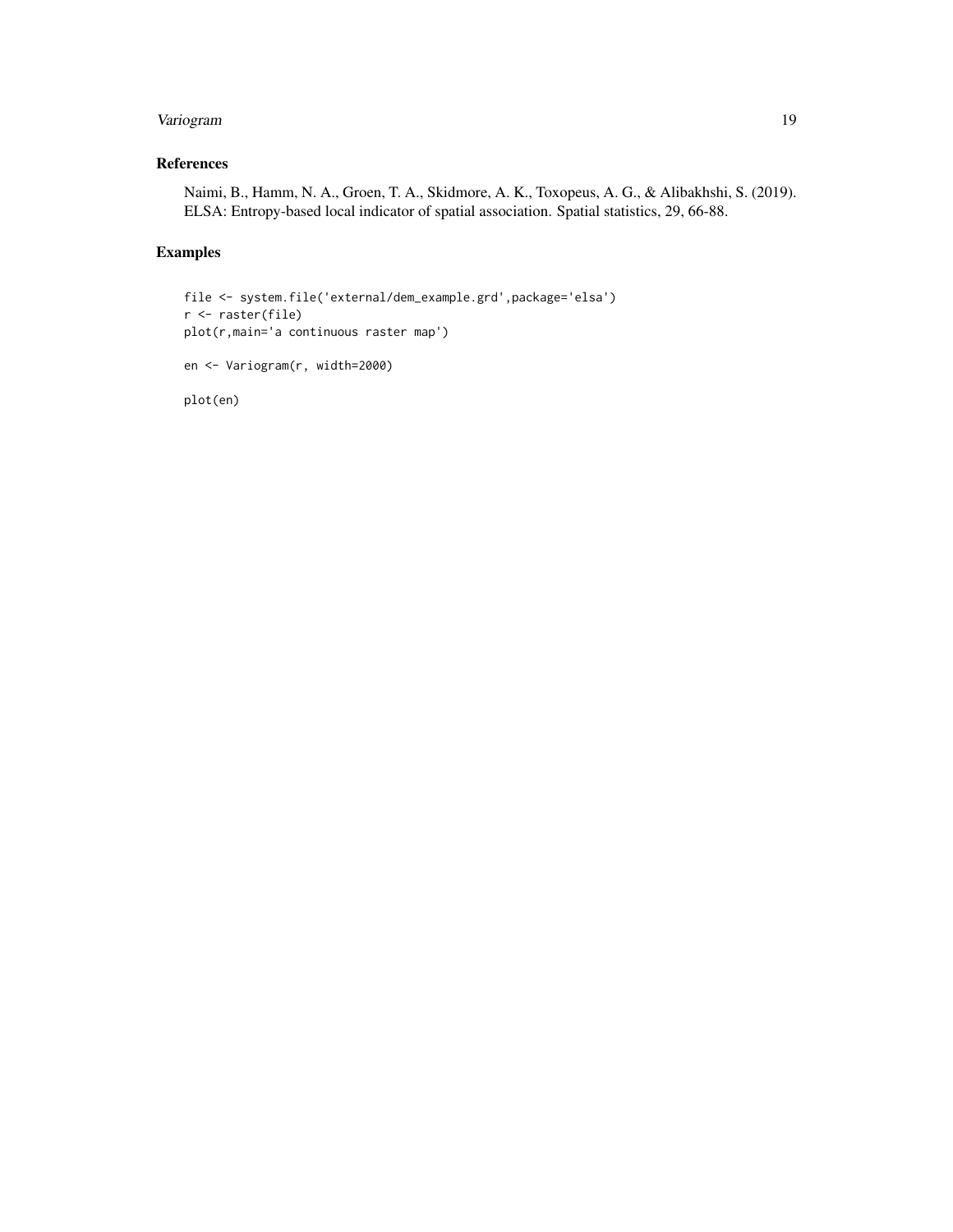## References

Naimi, B., Hamm, N. A., Groen, T. A., Skidmore, A. K., Toxopeus, A. G., & Alibakhshi, S. (2019). ELSA: Entropy-based local indicator of spatial association. Spatial statistics, 29, 66-88.

## Examples

```
file <- system.file('external/dem_example.grd',package='elsa')
r <- raster(file)
plot(r,main='a continuous raster map')

en <- Variogram(r, width=2000)

plot(en)
```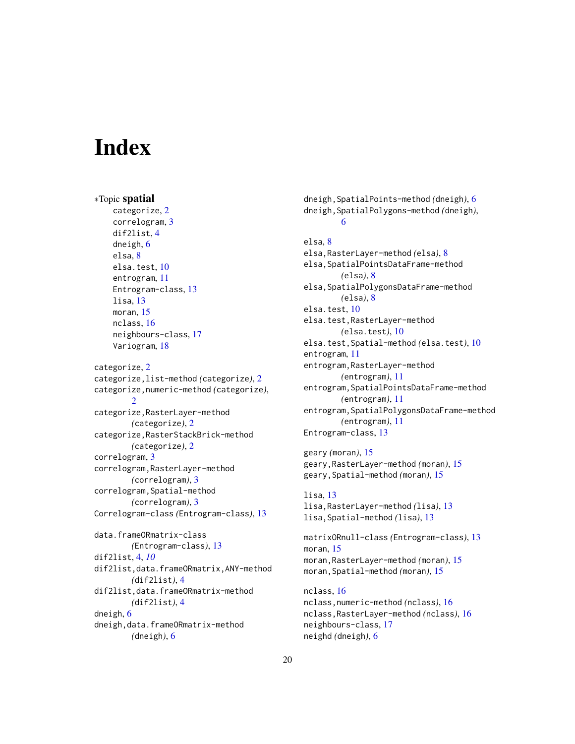# Index

∗Topic **spatial**

categorize, 2
correlogram, 3
dif2list, 4
dneigh, 6
elsa, 8
elsa.test, 10
entrogram, 11
Entrogram-class, 13
lisa, 13
moran, 15
nclass, 16
neighbours-class, 17
Variogram, 18

categorize, 2
categorize,list-method *(categorize)*, 2
categorize,numeric-method *(categorize)*, 2
categorize,RasterLayer-method *(categorize)*, 2
categorize,RasterStackBrick-method *(categorize)*, 2
correlogram, 3
correlogram,RasterLayer-method *(correlogram)*, 3
correlogram,Spatial-method *(correlogram)*, 3
Correlogram-class *(Entrogram-class)*, 13

data.frameORmatrix-class *(Entrogram-class)*, 13
dif2list, 4, *10*
dif2list,data.frameORmatrix,ANY-method *(dif2list)*, 4
dif2list,data.frameORmatrix-method *(dif2list)*, 4
dneigh, 6
dneigh,data.frameORmatrix-method *(dneigh)*, 6
dneigh,SpatialPoints-method *(dneigh)*, 6
dneigh,SpatialPolygons-method *(dneigh)*, 6

elsa, 8
elsa,RasterLayer-method *(elsa)*, 8
elsa,SpatialPointsDataFrame-method *(elsa)*, 8
elsa,SpatialPolygonsDataFrame-method *(elsa)*, 8
elsa.test, 10
elsa.test,RasterLayer-method *(elsa.test)*, 10
elsa.test,Spatial-method *(elsa.test)*, 10
entrogram, 11
entrogram,RasterLayer-method *(entrogram)*, 11
entrogram,SpatialPointsDataFrame-method *(entrogram)*, 11
entrogram,SpatialPolygonsDataFrame-method *(entrogram)*, 11
Entrogram-class, 13

geary *(moran)*, 15
geary,RasterLayer-method *(moran)*, 15
geary,Spatial-method *(moran)*, 15

lisa, 13
lisa,RasterLayer-method *(lisa)*, 13
lisa,Spatial-method *(lisa)*, 13

matrixORnull-class *(Entrogram-class)*, 13
moran, 15
moran,RasterLayer-method *(moran)*, 15
moran,Spatial-method *(moran)*, 15

nclass, 16
nclass,numeric-method *(nclass)*, 16
nclass,RasterLayer-method *(nclass)*, 16
neighbours-class, 17
neighd *(dneigh)*, 6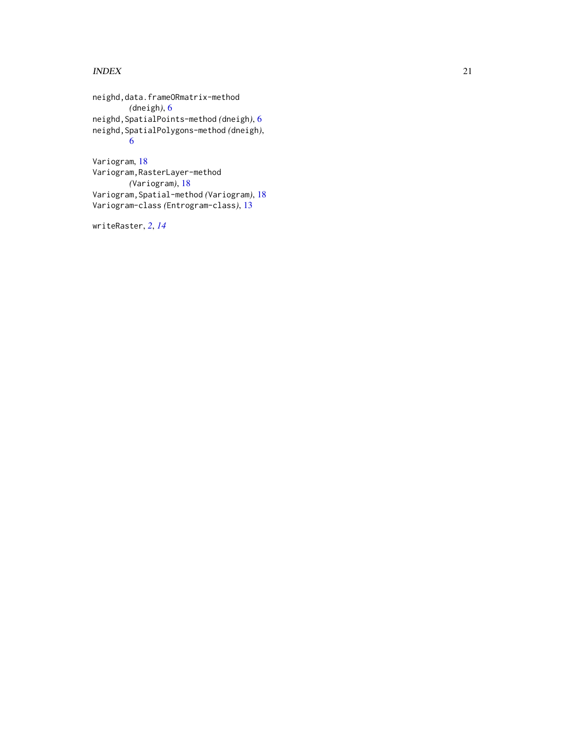neighd,data.frameORmatrix-method (dneigh), 6
neighd,SpatialPoints-method (dneigh), 6
neighd,SpatialPolygons-method (dneigh), 6

Variogram, 18
Variogram,RasterLayer-method (Variogram), 18
Variogram,Spatial-method (Variogram), 18
Variogram-class (Entrogram-class), 13

writeRaster, *2*, *14*